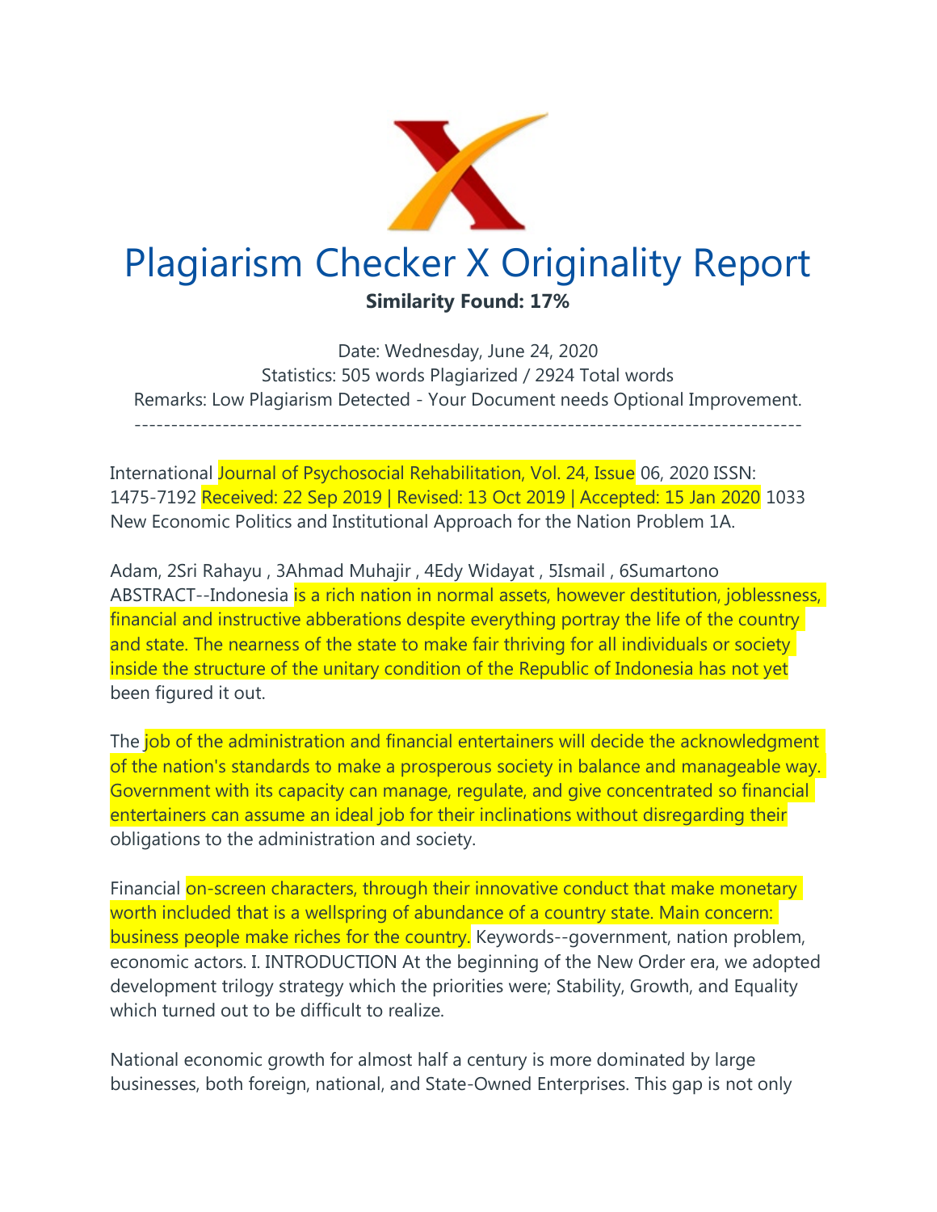# Plagiarism Checker X Originality Report

**Similarity Found: 17%**

Date: Wednesday, June 24, 2020

Statistics: 505 words Plagiarized / 2924 Total words

Remarks: Low Plagiarism Detected - Your Document needs Optional Improvement.

-------------------------------------------------------------------------------------------

International Journal of Psychosocial Rehabilitation, Vol. 24, Issue 06, 2020 ISSN: 1475-7192 Received: 22 Sep 2019 | Revised: 13 Oct 2019 | Accepted: 15 Jan 2020 1033 New Economic Politics and Institutional Approach for the Nation Problem 1A.

Adam, 2Sri Rahayu , 3Ahmad Muhajir , 4Edy Widayat , 5Ismail , 6Sumartono ABSTRACT--Indonesia is a rich nation in normal assets, however destitution, joblessness, financial and instructive abberations despite everything portray the life of the country and state. The nearness of the state to make fair thriving for all individuals or society inside the structure of the unitary condition of the Republic of Indonesia has not yet been figured it out.

The job of the administration and financial entertainers will decide the acknowledgment of the nation's standards to make a prosperous society in balance and manageable way. Government with its capacity can manage, regulate, and give concentrated so financial entertainers can assume an ideal job for their inclinations without disregarding their obligations to the administration and society.

Financial on-screen characters, through their innovative conduct that make monetary worth included that is a wellspring of abundance of a country state. Main concern: business people make riches for the country. Keywords--government, nation problem, economic actors. I. INTRODUCTION At the beginning of the New Order era, we adopted development trilogy strategy which the priorities were; Stability, Growth, and Equality which turned out to be difficult to realize.

National economic growth for almost half a century is more dominated by large businesses, both foreign, national, and State-Owned Enterprises. This gap is not only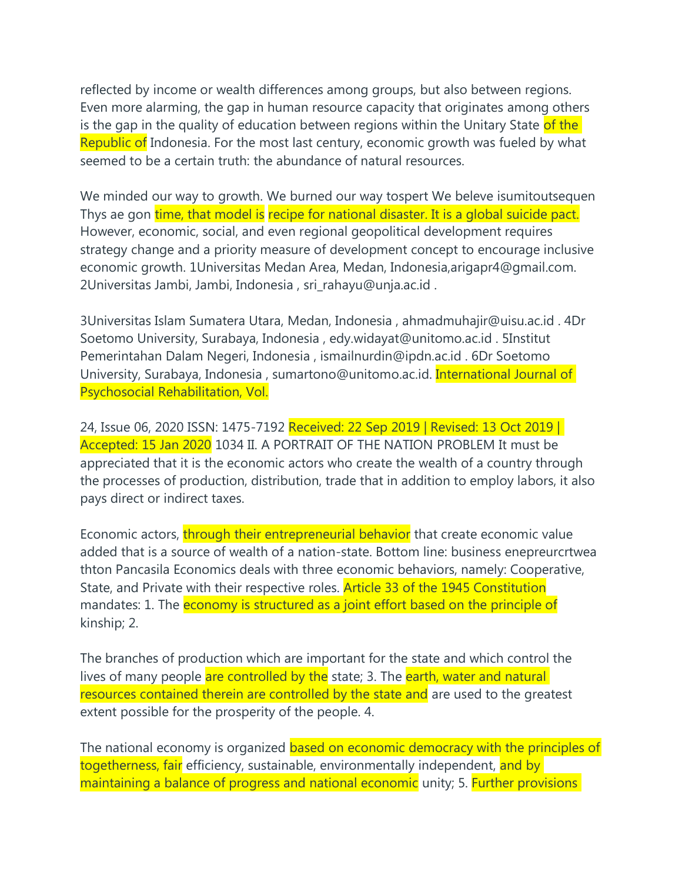reflected by income or wealth differences among groups, but also between regions. Even more alarming, the gap in human resource capacity that originates among others is the gap in the quality of education between regions within the Unitary State of the Republic of Indonesia. For the most last century, economic growth was fueled by what seemed to be a certain truth: the abundance of natural resources.

We minded our way to growth. We burned our way tospert We beleve isumitoutsequen Thys ae gon time, that model is recipe for national disaster. It is a global suicide pact. However, economic, social, and even regional geopolitical development requires strategy change and a priority measure of development concept to encourage inclusive economic growth. 1Universitas Medan Area, Medan, Indonesia,arigapr4@gmail.com. 2Universitas Jambi, Jambi, Indonesia , sri_rahayu@unja.ac.id .

3Universitas Islam Sumatera Utara, Medan, Indonesia , ahmadmuhajir@uisu.ac.id . 4Dr Soetomo University, Surabaya, Indonesia , edy.widayat@unitomo.ac.id . 5Institut Pemerintahan Dalam Negeri, Indonesia , ismailnurdin@ipdn.ac.id . 6Dr Soetomo University, Surabaya, Indonesia , sumartono@unitomo.ac.id. International Journal of Psychosocial Rehabilitation, Vol.

24, Issue 06, 2020 ISSN: 1475-7192 Received: 22 Sep 2019 | Revised: 13 Oct 2019 | Accepted: 15 Jan 2020 1034 II. A PORTRAIT OF THE NATION PROBLEM It must be appreciated that it is the economic actors who create the wealth of a country through the processes of production, distribution, trade that in addition to employ labors, it also pays direct or indirect taxes.

Economic actors, through their entrepreneurial behavior that create economic value added that is a source of wealth of a nation-state. Bottom line: business enepreurcrtwea thton Pancasila Economics deals with three economic behaviors, namely: Cooperative, State, and Private with their respective roles. Article 33 of the 1945 Constitution mandates: 1. The economy is structured as a joint effort based on the principle of kinship; 2.

The branches of production which are important for the state and which control the lives of many people are controlled by the state; 3. The earth, water and natural resources contained therein are controlled by the state and are used to the greatest extent possible for the prosperity of the people. 4.

The national economy is organized based on economic democracy with the principles of togetherness, fair efficiency, sustainable, environmentally independent, and by maintaining a balance of progress and national economic unity; 5. Further provisions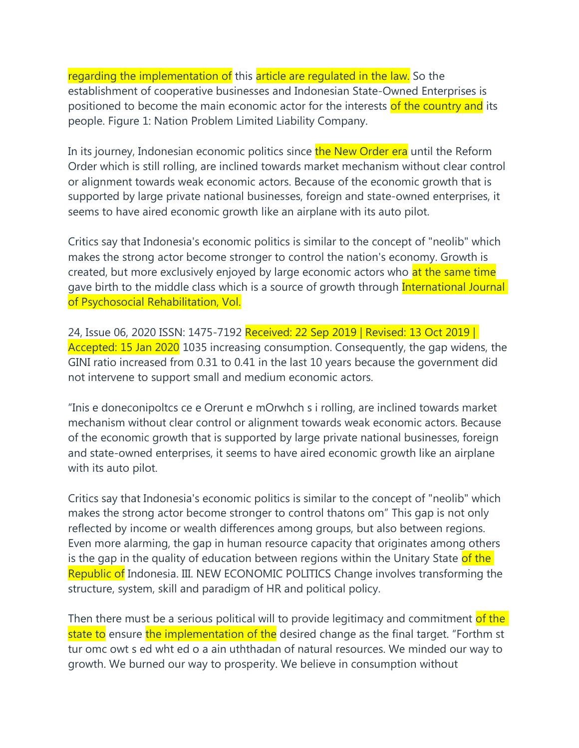regarding the implementation of this article are regulated in the law. So the establishment of cooperative businesses and Indonesian State-Owned Enterprises is positioned to become the main economic actor for the interests of the country and its people. Figure 1: Nation Problem Limited Liability Company.

In its journey, Indonesian economic politics since the New Order era until the Reform Order which is still rolling, are inclined towards market mechanism without clear control or alignment towards weak economic actors. Because of the economic growth that is supported by large private national businesses, foreign and state-owned enterprises, it seems to have aired economic growth like an airplane with its auto pilot.

Critics say that Indonesia's economic politics is similar to the concept of "neolib" which makes the strong actor become stronger to control the nation's economy. Growth is created, but more exclusively enjoyed by large economic actors who at the same time gave birth to the middle class which is a source of growth through International Journal of Psychosocial Rehabilitation, Vol.

24, Issue 06, 2020 ISSN: 1475-7192 Received: 22 Sep 2019 | Revised: 13 Oct 2019 | Accepted: 15 Jan 2020 1035 increasing consumption. Consequently, the gap widens, the GINI ratio increased from 0.31 to 0.41 in the last 10 years because the government did not intervene to support small and medium economic actors.

“Inis e doneconipoltcs ce e Orerunt e mOrwhch s i rolling, are inclined towards market mechanism without clear control or alignment towards weak economic actors. Because of the economic growth that is supported by large private national businesses, foreign and state-owned enterprises, it seems to have aired economic growth like an airplane with its auto pilot.

Critics say that Indonesia's economic politics is similar to the concept of "neolib" which makes the strong actor become stronger to control thatons om” This gap is not only reflected by income or wealth differences among groups, but also between regions. Even more alarming, the gap in human resource capacity that originates among others is the gap in the quality of education between regions within the Unitary State of the Republic of Indonesia. III. NEW ECONOMIC POLITICS Change involves transforming the structure, system, skill and paradigm of HR and political policy.

Then there must be a serious political will to provide legitimacy and commitment of the state to ensure the implementation of the desired change as the final target. “Forthm st tur omc owt s ed wht ed o a ain uththadan of natural resources. We minded our way to growth. We burned our way to prosperity. We believe in consumption without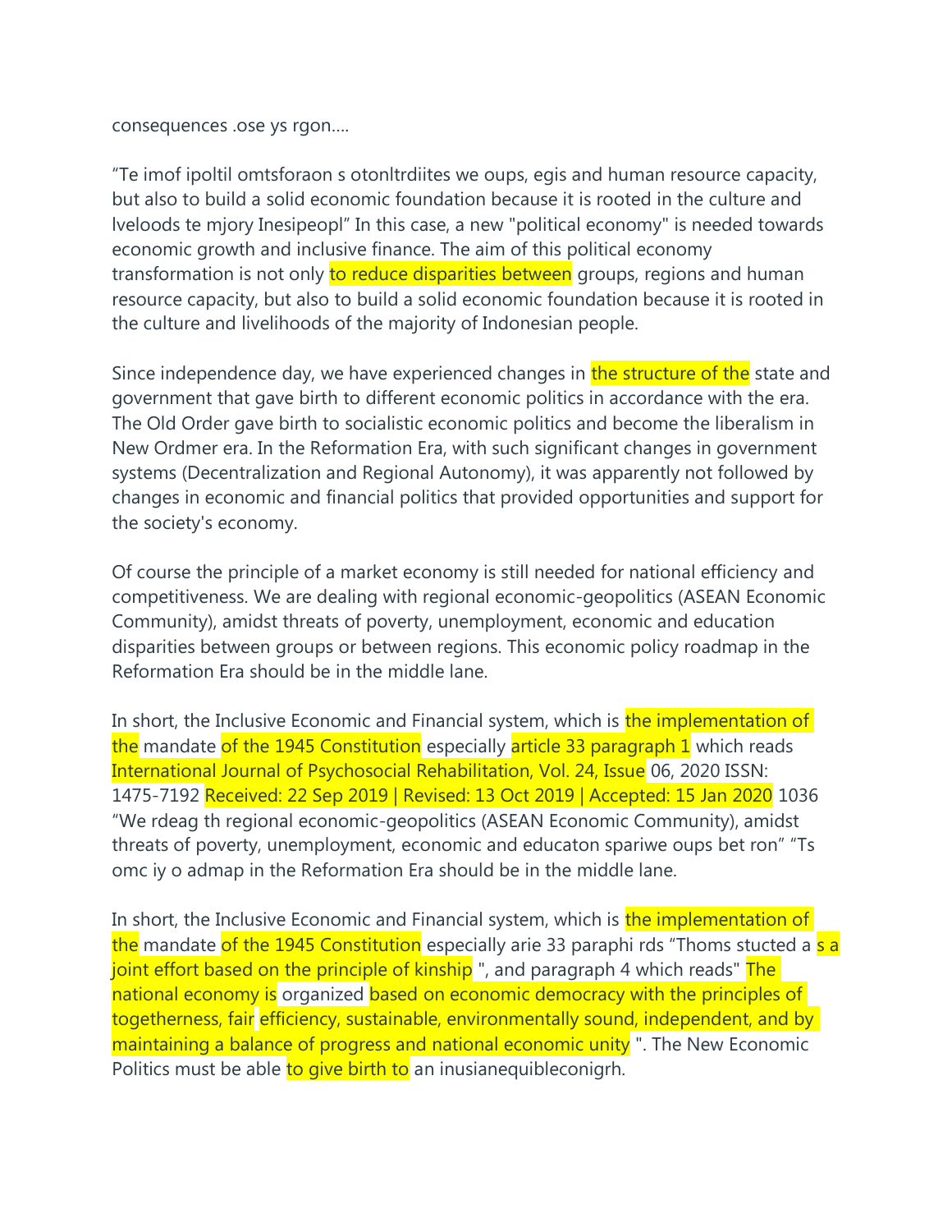consequences .ose ys rgon....

“Te imof ipoltil omtsforaon s otonltrdiites we oups, egis and human resource capacity, but also to build a solid economic foundation because it is rooted in the culture and lveloods te mjory Inesipeopl” In this case, a new "political economy" is needed towards economic growth and inclusive finance. The aim of this political economy transformation is not only to reduce disparities between groups, regions and human resource capacity, but also to build a solid economic foundation because it is rooted in the culture and livelihoods of the majority of Indonesian people.

Since independence day, we have experienced changes in the structure of the state and government that gave birth to different economic politics in accordance with the era. The Old Order gave birth to socialistic economic politics and become the liberalism in New Ordmer era. In the Reformation Era, with such significant changes in government systems (Decentralization and Regional Autonomy), it was apparently not followed by changes in economic and financial politics that provided opportunities and support for the society's economy.

Of course the principle of a market economy is still needed for national efficiency and competitiveness. We are dealing with regional economic-geopolitics (ASEAN Economic Community), amidst threats of poverty, unemployment, economic and education disparities between groups or between regions. This economic policy roadmap in the Reformation Era should be in the middle lane.

In short, the Inclusive Economic and Financial system, which is the implementation of the mandate of the 1945 Constitution especially article 33 paragraph 1 which reads International Journal of Psychosocial Rehabilitation, Vol. 24, Issue 06, 2020 ISSN: 1475-7192 Received: 22 Sep 2019 | Revised: 13 Oct 2019 | Accepted: 15 Jan 2020 1036 “We rdeag th regional economic-geopolitics (ASEAN Economic Community), amidst threats of poverty, unemployment, economic and educaton spariwe oups bet ron” “Ts omc iy o admap in the Reformation Era should be in the middle lane.

In short, the Inclusive Economic and Financial system, which is the implementation of the mandate of the 1945 Constitution especially arie 33 paraphi rds “Thoms stucted a s a joint effort based on the principle of kinship ", and paragraph 4 which reads" The national economy is organized based on economic democracy with the principles of togetherness, fair efficiency, sustainable, environmentally sound, independent, and by maintaining a balance of progress and national economic unity ". The New Economic Politics must be able to give birth to an inusianequibleconigrh.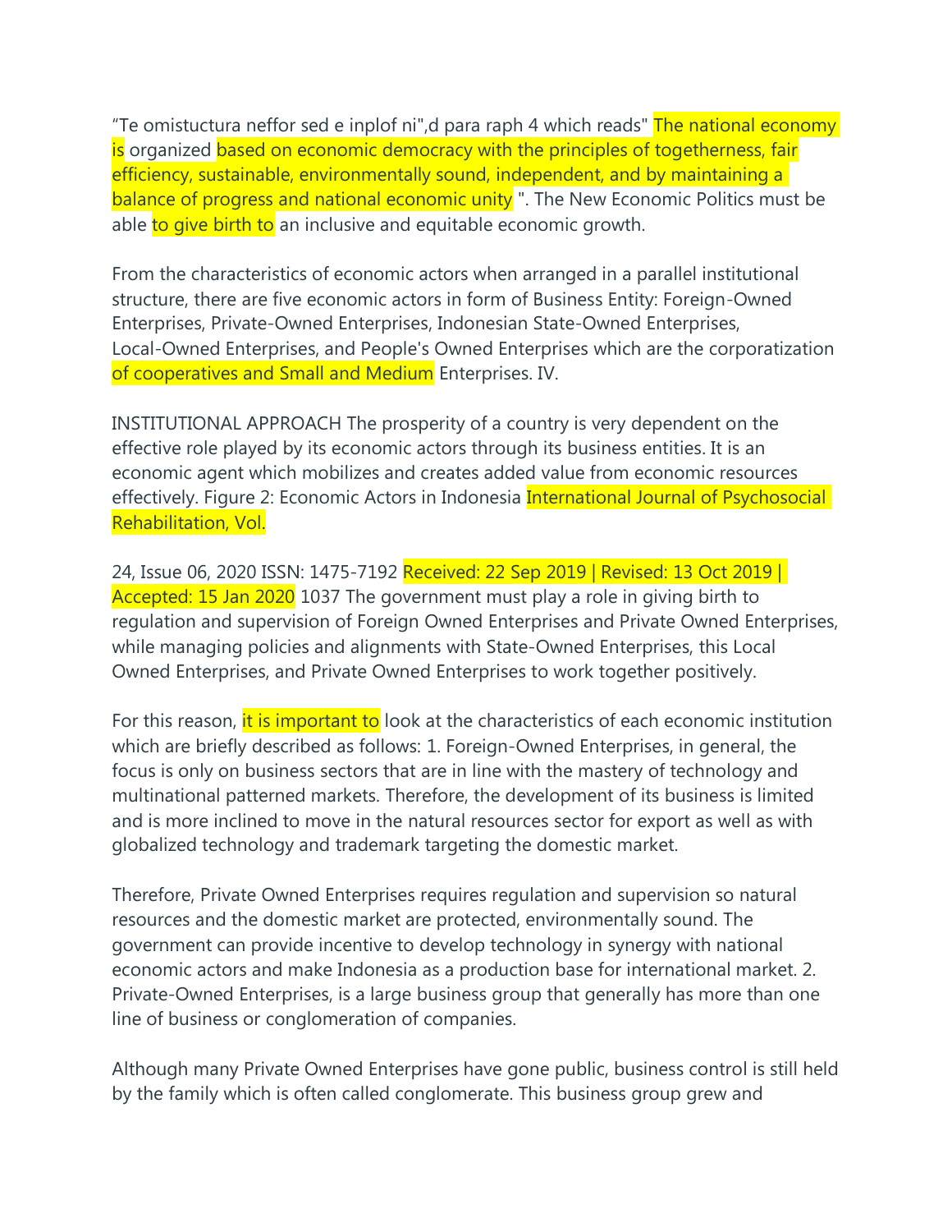"Te omistuctura neffor sed e inplof ni",d para raph 4 which reads" The national economy is organized based on economic democracy with the principles of togetherness, fair efficiency, sustainable, environmentally sound, independent, and by maintaining a balance of progress and national economic unity ". The New Economic Politics must be able to give birth to an inclusive and equitable economic growth.

From the characteristics of economic actors when arranged in a parallel institutional structure, there are five economic actors in form of Business Entity: Foreign-Owned Enterprises, Private-Owned Enterprises, Indonesian State-Owned Enterprises, Local-Owned Enterprises, and People's Owned Enterprises which are the corporatization of cooperatives and Small and Medium Enterprises. IV.

INSTITUTIONAL APPROACH The prosperity of a country is very dependent on the effective role played by its economic actors through its business entities. It is an economic agent which mobilizes and creates added value from economic resources effectively. Figure 2: Economic Actors in Indonesia International Journal of Psychosocial Rehabilitation, Vol.

24, Issue 06, 2020 ISSN: 1475-7192 Received: 22 Sep 2019 | Revised: 13 Oct 2019 | Accepted: 15 Jan 2020 1037 The government must play a role in giving birth to regulation and supervision of Foreign Owned Enterprises and Private Owned Enterprises, while managing policies and alignments with State-Owned Enterprises, this Local Owned Enterprises, and Private Owned Enterprises to work together positively.

For this reason, it is important to look at the characteristics of each economic institution which are briefly described as follows: 1. Foreign-Owned Enterprises, in general, the focus is only on business sectors that are in line with the mastery of technology and multinational patterned markets. Therefore, the development of its business is limited and is more inclined to move in the natural resources sector for export as well as with globalized technology and trademark targeting the domestic market.

Therefore, Private Owned Enterprises requires regulation and supervision so natural resources and the domestic market are protected, environmentally sound. The government can provide incentive to develop technology in synergy with national economic actors and make Indonesia as a production base for international market. 2. Private-Owned Enterprises, is a large business group that generally has more than one line of business or conglomeration of companies.

Although many Private Owned Enterprises have gone public, business control is still held by the family which is often called conglomerate. This business group grew and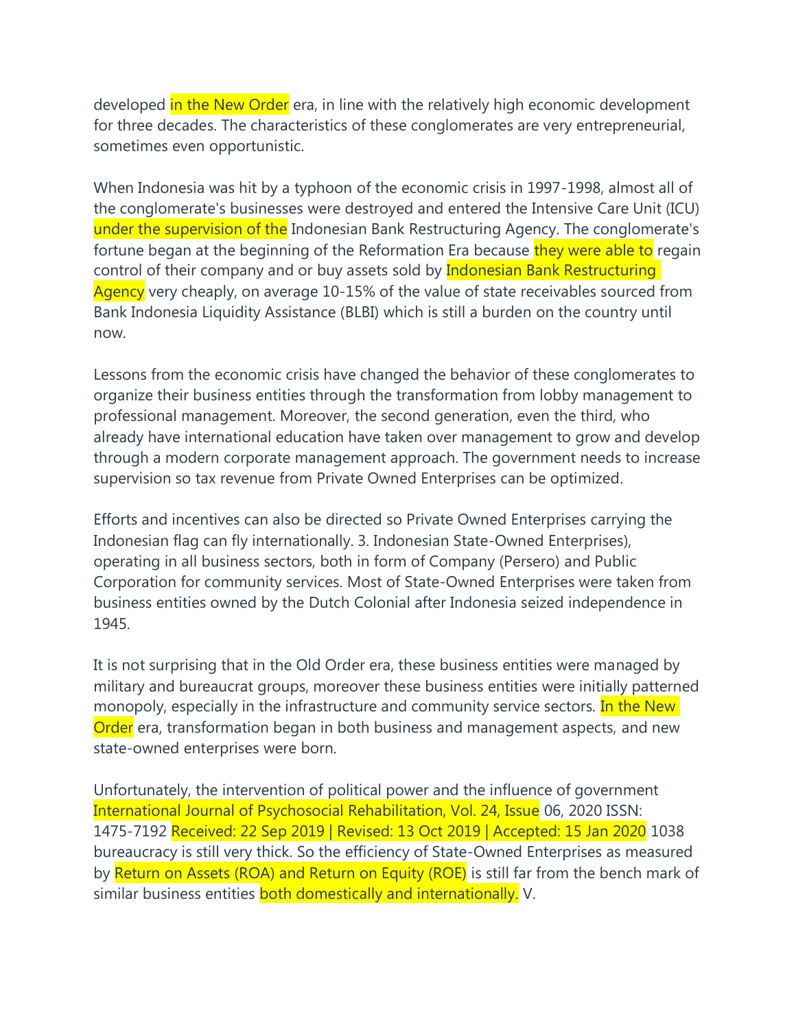developed in the New Order era, in line with the relatively high economic development for three decades. The characteristics of these conglomerates are very entrepreneurial, sometimes even opportunistic.

When Indonesia was hit by a typhoon of the economic crisis in 1997-1998, almost all of the conglomerate's businesses were destroyed and entered the Intensive Care Unit (ICU) under the supervision of the Indonesian Bank Restructuring Agency. The conglomerate's fortune began at the beginning of the Reformation Era because they were able to regain control of their company and or buy assets sold by Indonesian Bank Restructuring Agency very cheaply, on average 10-15% of the value of state receivables sourced from Bank Indonesia Liquidity Assistance (BLBI) which is still a burden on the country until now.

Lessons from the economic crisis have changed the behavior of these conglomerates to organize their business entities through the transformation from lobby management to professional management. Moreover, the second generation, even the third, who already have international education have taken over management to grow and develop through a modern corporate management approach. The government needs to increase supervision so tax revenue from Private Owned Enterprises can be optimized.

Efforts and incentives can also be directed so Private Owned Enterprises carrying the Indonesian flag can fly internationally. 3. Indonesian State-Owned Enterprises), operating in all business sectors, both in form of Company (Persero) and Public Corporation for community services. Most of State-Owned Enterprises were taken from business entities owned by the Dutch Colonial after Indonesia seized independence in 1945.

It is not surprising that in the Old Order era, these business entities were managed by military and bureaucrat groups, moreover these business entities were initially patterned monopoly, especially in the infrastructure and community service sectors. In the New Order era, transformation began in both business and management aspects, and new state-owned enterprises were born.

Unfortunately, the intervention of political power and the influence of government bureaucracy is still very thick. So the efficiency of State-Owned Enterprises as measured by Return on Assets (ROA) and Return on Equity (ROE) is still far from the bench mark of similar business entities both domestically and internationally. V.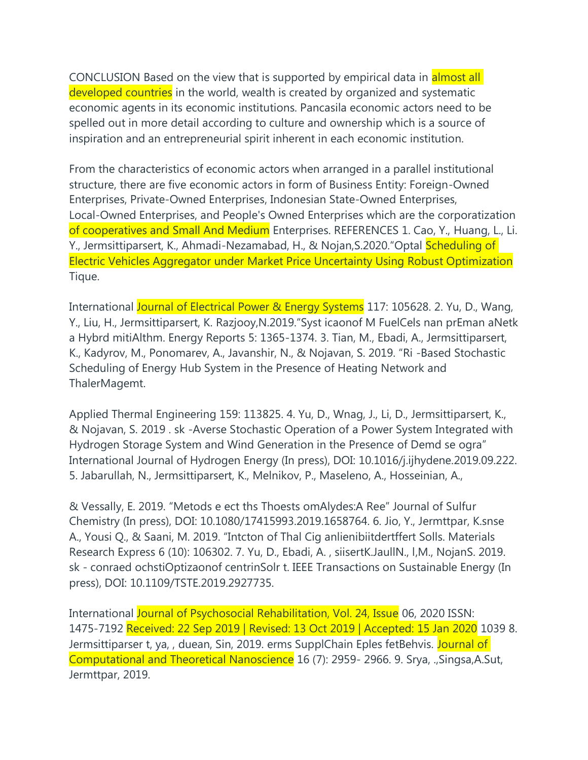CONCLUSION Based on the view that is supported by empirical data in almost all developed countries in the world, wealth is created by organized and systematic economic agents in its economic institutions. Pancasila economic actors need to be spelled out in more detail according to culture and ownership which is a source of inspiration and an entrepreneurial spirit inherent in each economic institution.

From the characteristics of economic actors when arranged in a parallel institutional structure, there are five economic actors in form of Business Entity: Foreign-Owned Enterprises, Private-Owned Enterprises, Indonesian State-Owned Enterprises, Local-Owned Enterprises, and People's Owned Enterprises which are the corporatization of cooperatives and Small And Medium Enterprises. REFERENCES 1. Cao, Y., Huang, L., Li. Y., Jermsittiparsert, K., Ahmadi-Nezamabad, H., & Nojan,S.2020."Optal Scheduling of Electric Vehicles Aggregator under Market Price Uncertainty Using Robust Optimization Tique.

International Journal of Electrical Power & Energy Systems 117: 105628. 2. Yu, D., Wang, Y., Liu, H., Jermsittiparsert, K. Razjooy,N.2019."Syst icaonof M FuelCels nan prEman aNetk a Hybrd mitiAlthm. Energy Reports 5: 1365-1374. 3. Tian, M., Ebadi, A., Jermsittiparsert, K., Kadyrov, M., Ponomarev, A., Javanshir, N., & Nojavan, S. 2019. "Ri -Based Stochastic Scheduling of Energy Hub System in the Presence of Heating Network and ThalerMagemt.

Applied Thermal Engineering 159: 113825. 4. Yu, D., Wnag, J., Li, D., Jermsittiparsert, K., & Nojavan, S. 2019 . sk -Averse Stochastic Operation of a Power System Integrated with Hydrogen Storage System and Wind Generation in the Presence of Demd se ogra" International Journal of Hydrogen Energy (In press), DOI: 10.1016/j.ijhydene.2019.09.222. 5. Jabarullah, N., Jermsittiparsert, K., Melnikov, P., Maseleno, A., Hosseinian, A.,

& Vessally, E. 2019. "Metods e ect ths Thoests omAlydes:A Ree" Journal of Sulfur Chemistry (In press), DOI: 10.1080/17415993.2019.1658764. 6. Jio, Y., Jermttpar, K.snse A., Yousi Q., & Saani, M. 2019. "Intcton of Thal Cig anlienibiitdertffert Solls. Materials Research Express 6 (10): 106302. 7. Yu, D., Ebadi, A. , siisertK.JaullN., l,M., NojanS. 2019. sk - conraed ochstiOptizaonof centrinSolr t. IEEE Transactions on Sustainable Energy (In press), DOI: 10.1109/TSTE.2019.2927735.

International Journal of Psychosocial Rehabilitation, Vol. 24, Issue 06, 2020 ISSN: 1475-7192 Received: 22 Sep 2019 | Revised: 13 Oct 2019 | Accepted: 15 Jan 2020 1039 8. Jermsittiparser t, ya, , duean, Sin, 2019. erms SupplChain Eples fetBehvis. Journal of Computational and Theoretical Nanoscience 16 (7): 2959- 2966. 9. Srya, .,Singsa,A.Sut, Jermttpar, 2019.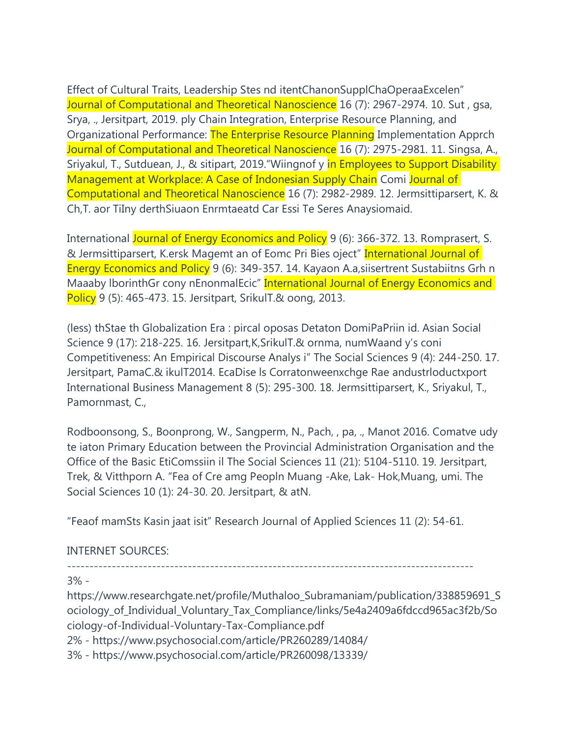Effect of Cultural Traits, Leadership Stes nd itentChanonSupplChaOperaaExcelen" Journal of Computational and Theoretical Nanoscience 16 (7): 2967-2974. 10. Sut , gsa, Srya, ., Jersitpart, 2019. ply Chain Integration, Enterprise Resource Planning, and Organizational Performance: The Enterprise Resource Planning Implementation Apprch Journal of Computational and Theoretical Nanoscience 16 (7): 2975-2981. 11. Singsa, A., Sriyakul, T., Sutduean, J., & sitipart, 2019."Wiingnof y in Employees to Support Disability Management at Workplace: A Case of Indonesian Supply Chain Comi Journal of Computational and Theoretical Nanoscience 16 (7): 2982-2989. 12. Jermsittiparsert, K. & Ch,T. aor TiIny derthSiuaon Enrmtaeatd Car Essi Te Seres Anaysiomaid.

International Journal of Energy Economics and Policy 9 (6): 366-372. 13. Romprasert, S. & Jermsittiparsert, K.ersk Magemt an of Eomc Pri Bies oject" International Journal of Energy Economics and Policy 9 (6): 349-357. 14. Kayaon A.a,siisertrent Sustabiitns Grh n Maaaby lborinthGr cony nEnonmalEcic" International Journal of Energy Economics and Policy 9 (5): 465-473. 15. Jersitpart, SrikulT.& oong, 2013.

(less) thStae th Globalization Era : pircal oposas Detaton DomiPaPriin id. Asian Social Science 9 (17): 218-225. 16. Jersitpart,K,SrikulT.& ornma, numWaand y's coni Competitiveness: An Empirical Discourse Analys i" The Social Sciences 9 (4): 244-250. 17. Jersitpart, PamaC.& ikulT2014. EcaDise ls Corratonweenxchge Rae andustrloductxport International Business Management 8 (5): 295-300. 18. Jermsittiparsert, K., Sriyakul, T., Pamornmast, C.,

Rodboonsong, S., Boonprong, W., Sangperm, N., Pach, , pa, ., Manot 2016. Comatve udy te iaton Primary Education between the Provincial Administration Organisation and the Office of the Basic EtiComssiin il The Social Sciences 11 (21): 5104-5110. 19. Jersitpart, Trek, & Vitthporn A. "Fea of Cre amg Peopln Muang -Ake, Lak- Hok,Muang, umi. The Social Sciences 10 (1): 24-30. 20. Jersitpart, & atN.

"Feaof mamSts Kasin jaat isit" Research Journal of Applied Sciences 11 (2): 54-61.

INTERNET SOURCES:

-------------------------------------------------------------------------------------------

3% - https://www.researchgate.net/profile/Muthaloo_Subramaniam/publication/338859691_Sociology_of_Individual_Voluntary_Tax_Compliance/links/5e4a2409a6fdccd965ac3f2b/Sociology-of-Individual-Voluntary-Tax-Compliance.pdf

2% - https://www.psychosocial.com/article/PR260289/14084/

3% - https://www.psychosocial.com/article/PR260098/13339/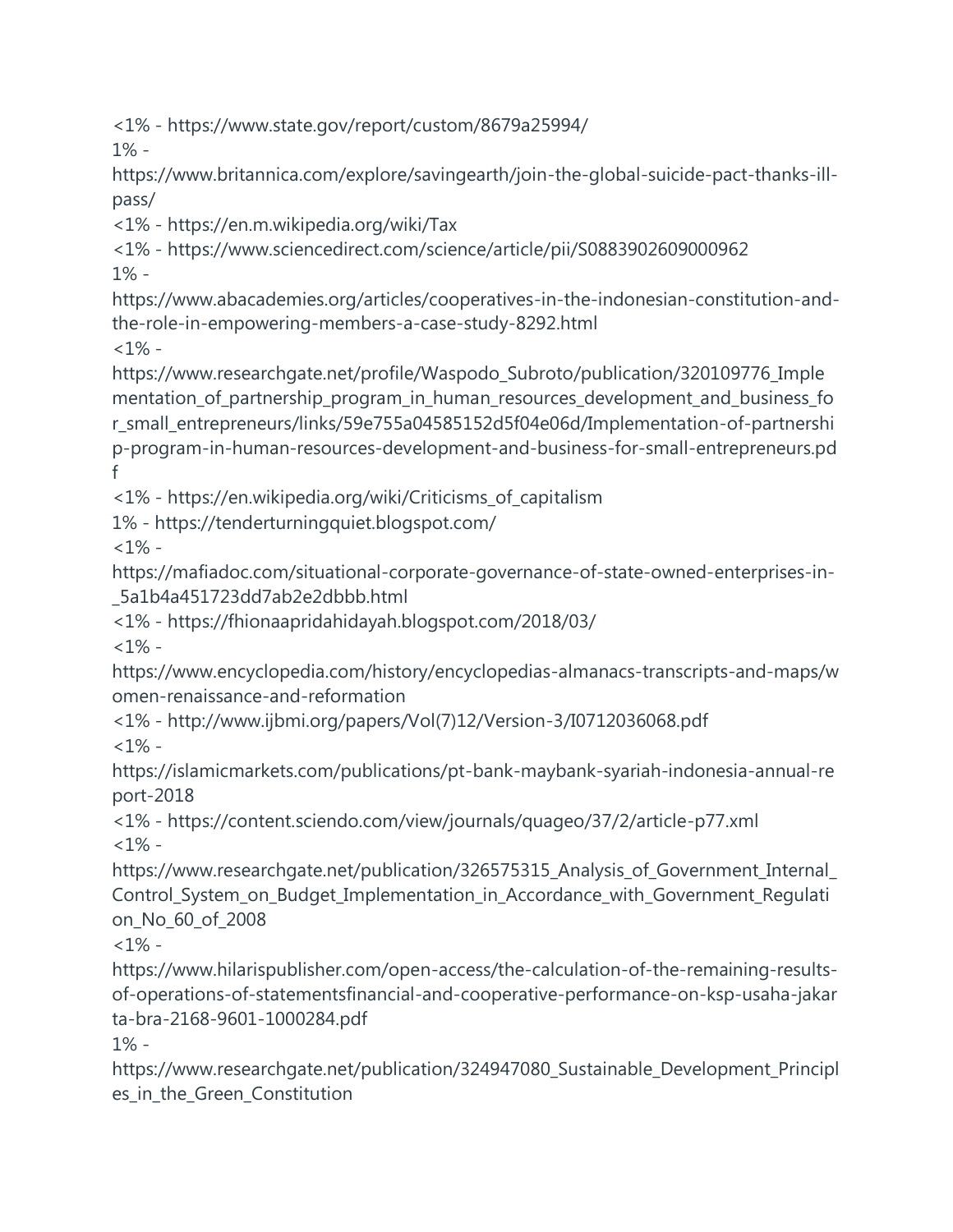<1% - https://www.state.gov/report/custom/8679a25994/

1% - https://www.britannica.com/explore/savingearth/join-the-global-suicide-pact-thanks-ill-pass/

<1% - https://en.m.wikipedia.org/wiki/Tax

<1% - https://www.sciencedirect.com/science/article/pii/S0883902609000962

1% - https://www.abacademies.org/articles/cooperatives-in-the-indonesian-constitution-and-the-role-in-empowering-members-a-case-study-8292.html

<1% - https://www.researchgate.net/profile/Waspodo_Subroto/publication/320109776_Implementation_of_partnership_program_in_human_resources_development_and_business_for_small_entrepreneurs/links/59e755a04585152d5f04e06d/Implementation-of-partnership-program-in-human-resources-development-and-business-for-small-entrepreneurs.pdf

<1% - https://en.wikipedia.org/wiki/Criticisms_of_capitalism

1% - https://tenderturningquiet.blogspot.com/

<1% - https://mafiadoc.com/situational-corporate-governance-of-state-owned-enterprises-in-_5a1b4a451723dd7ab2e2dbbb.html

<1% - https://fhionaapridahidayah.blogspot.com/2018/03/

<1% - https://www.encyclopedia.com/history/encyclopedias-almanacs-transcripts-and-maps/women-renaissance-and-reformation

<1% - http://www.ijbmi.org/papers/Vol(7)12/Version-3/I0712036068.pdf

<1% - https://islamicmarkets.com/publications/pt-bank-maybank-syariah-indonesia-annual-report-2018

<1% - https://content.sciendo.com/view/journals/quageo/37/2/article-p77.xml

<1% - https://www.researchgate.net/publication/326575315_Analysis_of_Government_Internal_Control_System_on_Budget_Implementation_in_Accordance_with_Government_Regulation_No_60_of_2008

<1% - https://www.hilarispublisher.com/open-access/the-calculation-of-the-remaining-results-of-operations-of-statementsfinancial-and-cooperative-performance-on-ksp-usaha-jakarta-bra-2168-9601-1000284.pdf

1% - https://www.researchgate.net/publication/324947080_Sustainable_Development_Principles_in_the_Green_Constitution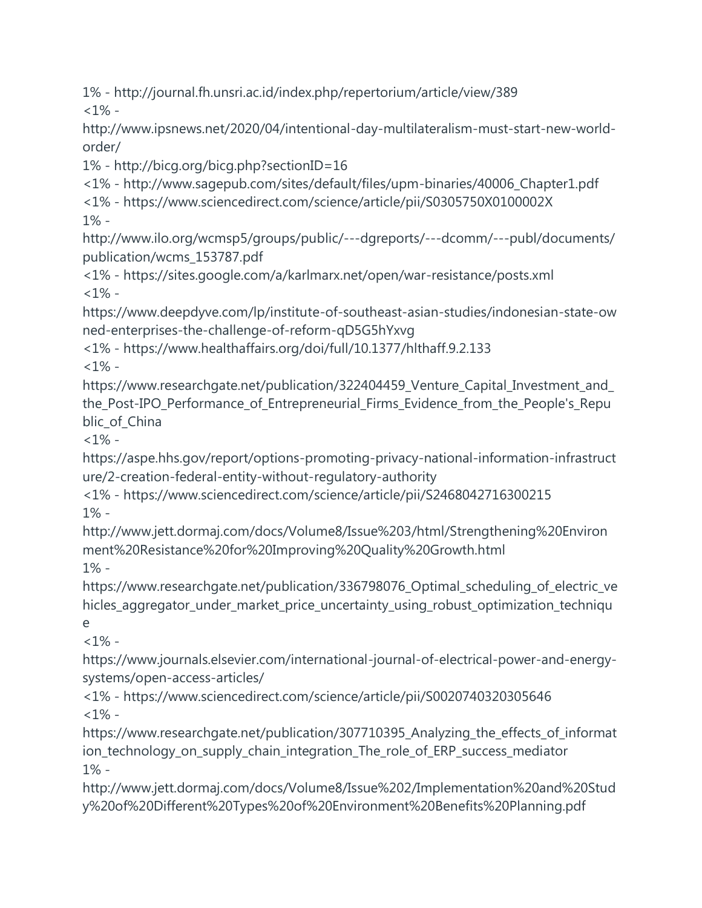1% - http://journal.fh.unsri.ac.id/index.php/repertorium/article/view/389
<1% - http://www.ipsnews.net/2020/04/intentional-day-multilateralism-must-start-new-world-order/
1% - http://bicg.org/bicg.php?sectionID=16
<1% - http://www.sagepub.com/sites/default/files/upm-binaries/40006_Chapter1.pdf
<1% - https://www.sciencedirect.com/science/article/pii/S0305750X0100002X
1% - http://www.ilo.org/wcmsp5/groups/public/---dgreports/---dcomm/---publ/documents/publication/wcms_153787.pdf
<1% - https://sites.google.com/a/karlmarx.net/open/war-resistance/posts.xml
<1% - https://www.deepdyve.com/lp/institute-of-southeast-asian-studies/indonesian-state-owned-enterprises-the-challenge-of-reform-qD5G5hYxvg
<1% - https://www.healthaffairs.org/doi/full/10.1377/hlthaff.9.2.133
<1% - https://www.researchgate.net/publication/322404459_Venture_Capital_Investment_and_the_Post-IPO_Performance_of_Entrepreneurial_Firms_Evidence_from_the_People's_Republic_of_China
<1% - https://aspe.hhs.gov/report/options-promoting-privacy-national-information-infrastructure/2-creation-federal-entity-without-regulatory-authority
<1% - https://www.sciencedirect.com/science/article/pii/S2468042716300215
1% - http://www.jett.dormaj.com/docs/Volume8/Issue%203/html/Strengthening%20Environment%20Resistance%20for%20Improving%20Quality%20Growth.html
1% - https://www.researchgate.net/publication/336798076_Optimal_scheduling_of_electric_vehicles_aggregator_under_market_price_uncertainty_using_robust_optimization_technique
<1% - https://www.journals.elsevier.com/international-journal-of-electrical-power-and-energy-systems/open-access-articles/
<1% - https://www.sciencedirect.com/science/article/pii/S0020740320305646
<1% - https://www.researchgate.net/publication/307710395_Analyzing_the_effects_of_information_technology_on_supply_chain_integration_The_role_of_ERP_success_mediator
1% - http://www.jett.dormaj.com/docs/Volume8/Issue%202/Implementation%20and%20Study%20of%20Different%20Types%20of%20Environment%20Benefits%20Planning.pdf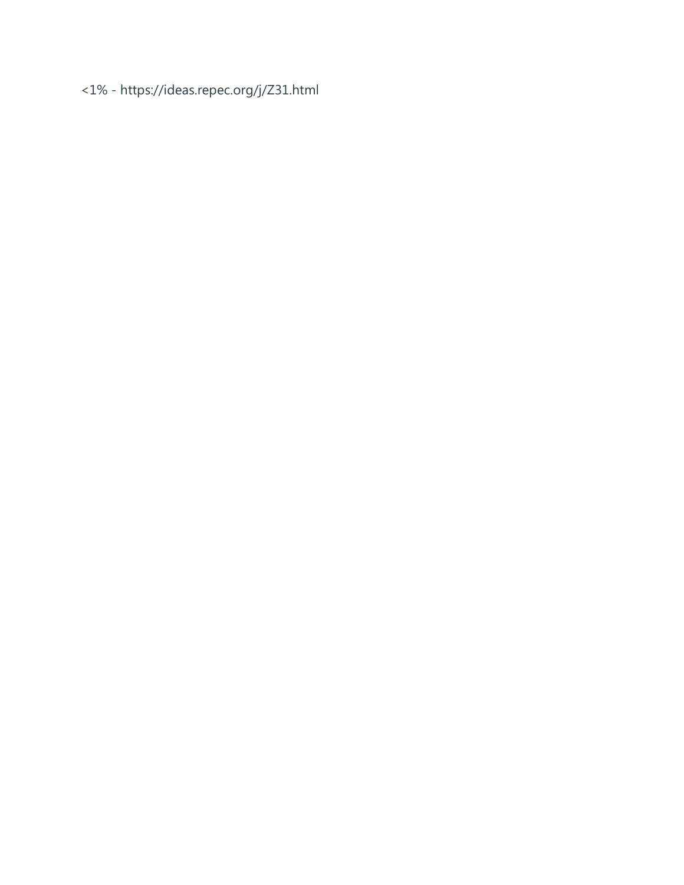<1% - https://ideas.repec.org/j/Z31.html